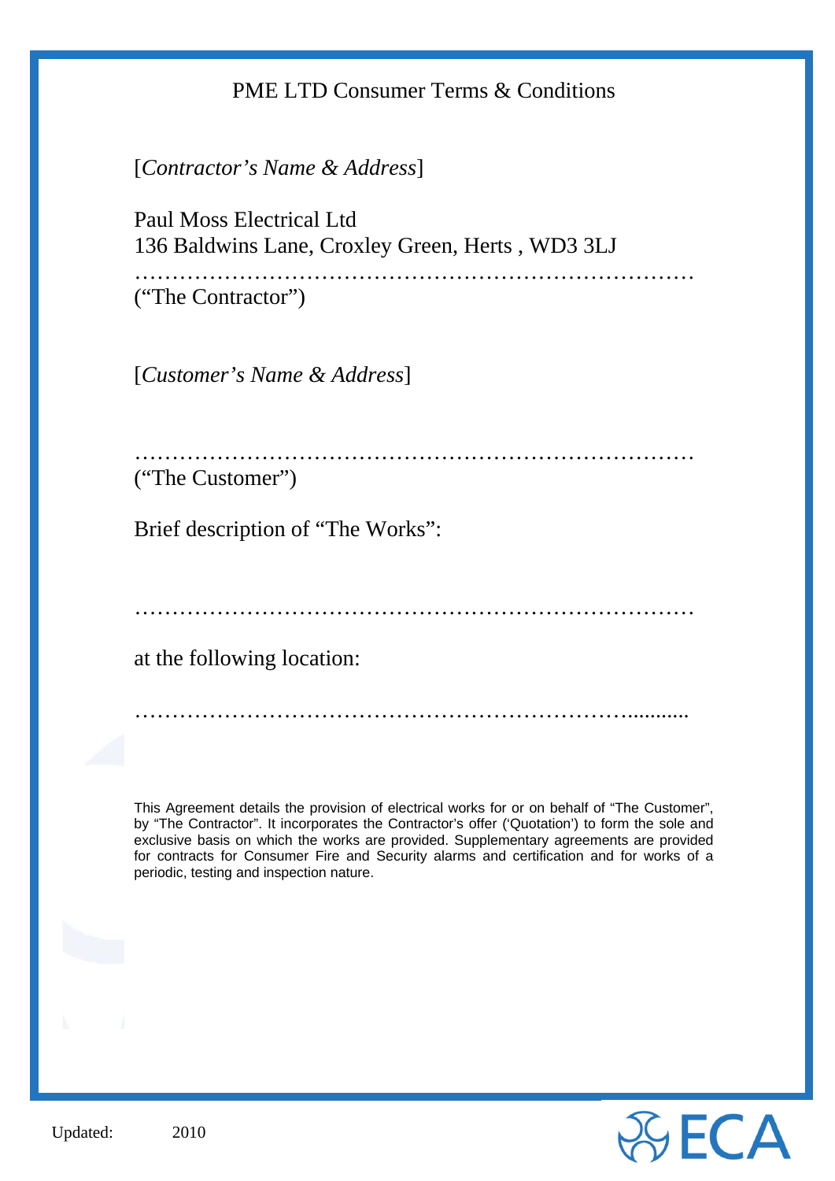# PME LTD Consumer Terms & Conditions

[*Contractor's Name & Address*]

Paul Moss Electrical Ltd
136 Baldwins Lane, Croxley Green, Herts , WD3 3LJ

…………………………………………………………………
("The Contractor")

[*Customer's Name & Address*]

…………………………………………………………………
("The Customer")

Brief description of "The Works":

…………………………………………………………………

at the following location:

…………………………………………………………….........

This Agreement details the provision of electrical works for or on behalf of "The Customer", by "The Contractor". It incorporates the Contractor's offer ('Quotation') to form the sole and exclusive basis on which the works are provided. Supplementary agreements are provided for contracts for Consumer Fire and Security alarms and certification and for works of a periodic, testing and inspection nature.

Updated: 2010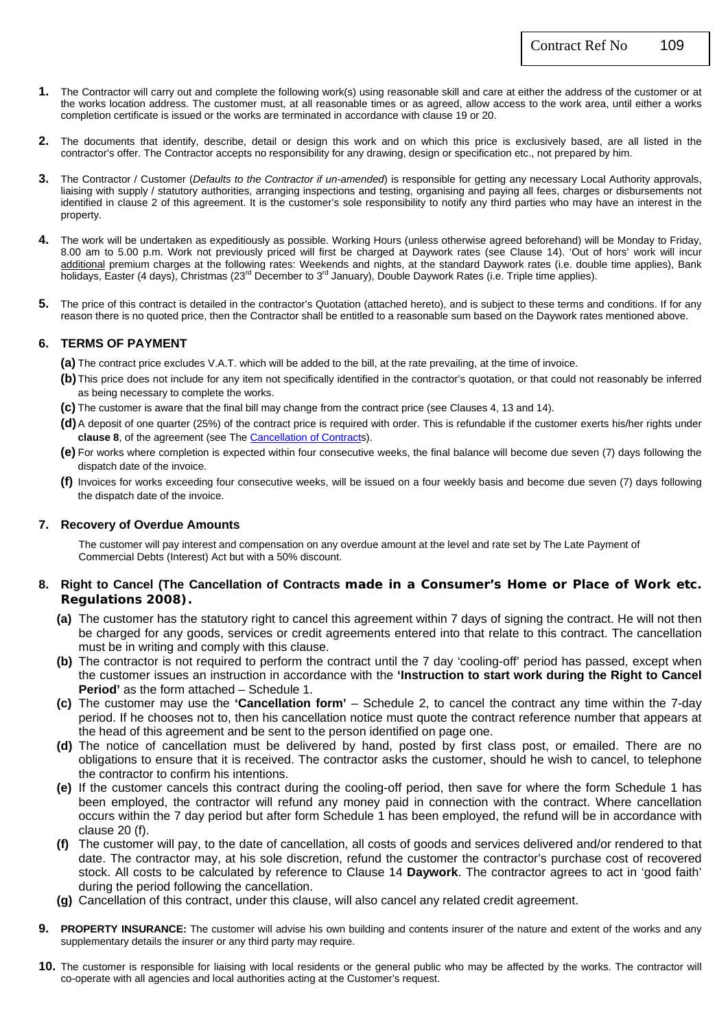| Contract Ref No | 109 |
|---|---|

**1.** The Contractor will carry out and complete the following work(s) using reasonable skill and care at either the address of the customer or at the works location address. The customer must, at all reasonable times or as agreed, allow access to the work area, until either a works completion certificate is issued or the works are terminated in accordance with clause 19 or 20.

**2.** The documents that identify, describe, detail or design this work and on which this price is exclusively based, are all listed in the contractor's offer. The Contractor accepts no responsibility for any drawing, design or specification etc., not prepared by him.

**3.** The Contractor / Customer (*Defaults to the Contractor if un-amended*) is responsible for getting any necessary Local Authority approvals, liaising with supply / statutory authorities, arranging inspections and testing, organising and paying all fees, charges or disbursements not identified in clause 2 of this agreement. It is the customer's sole responsibility to notify any third parties who may have an interest in the property.

**4.** The work will be undertaken as expeditiously as possible. Working Hours (unless otherwise agreed beforehand) will be Monday to Friday, 8.00 am to 5.00 p.m. Work not previously priced will first be charged at Daywork rates (see Clause 14). 'Out of hors' work will incur additional premium charges at the following rates: Weekends and nights, at the standard Daywork rates (i.e. double time applies), Bank holidays, Easter (4 days), Christmas (23rd December to 3rd January), Double Daywork Rates (i.e. Triple time applies).

**5.** The price of this contract is detailed in the contractor's Quotation (attached hereto), and is subject to these terms and conditions. If for any reason there is no quoted price, then the Contractor shall be entitled to a reasonable sum based on the Daywork rates mentioned above.

## 6. TERMS OF PAYMENT

**(a)** The contract price excludes V.A.T. which will be added to the bill, at the rate prevailing, at the time of invoice.

**(b)** This price does not include for any item not specifically identified in the contractor's quotation, or that could not reasonably be inferred as being necessary to complete the works.

**(c)** The customer is aware that the final bill may change from the contract price (see Clauses 4, 13 and 14).

**(d)** A deposit of one quarter (25%) of the contract price is required with order. This is refundable if the customer exerts his/her rights under **clause 8**, of the agreement (see The Cancellation of Contracts).

**(e)** For works where completion is expected within four consecutive weeks, the final balance will become due seven (7) days following the dispatch date of the invoice.

**(f)** Invoices for works exceeding four consecutive weeks, will be issued on a four weekly basis and become due seven (7) days following the dispatch date of the invoice.

## 7. Recovery of Overdue Amounts

The customer will pay interest and compensation on any overdue amount at the level and rate set by The Late Payment of Commercial Debts (Interest) Act but with a 50% discount.

## 8. Right to Cancel (The Cancellation of Contracts made in a Consumer's Home or Place of Work etc. Regulations 2008).

**(a)** The customer has the statutory right to cancel this agreement within 7 days of signing the contract. He will not then be charged for any goods, services or credit agreements entered into that relate to this contract. The cancellation must be in writing and comply with this clause.

**(b)** The contractor is not required to perform the contract until the 7 day 'cooling-off' period has passed, except when the customer issues an instruction in accordance with the **'Instruction to start work during the Right to Cancel Period'** as the form attached – Schedule 1.

**(c)** The customer may use the **'Cancellation form'** – Schedule 2, to cancel the contract any time within the 7-day period. If he chooses not to, then his cancellation notice must quote the contract reference number that appears at the head of this agreement and be sent to the person identified on page one.

**(d)** The notice of cancellation must be delivered by hand, posted by first class post, or emailed. There are no obligations to ensure that it is received. The contractor asks the customer, should he wish to cancel, to telephone the contractor to confirm his intentions.

**(e)** If the customer cancels this contract during the cooling-off period, then save for where the form Schedule 1 has been employed, the contractor will refund any money paid in connection with the contract. Where cancellation occurs within the 7 day period but after form Schedule 1 has been employed, the refund will be in accordance with clause 20 (f).

**(f)** The customer will pay, to the date of cancellation, all costs of goods and services delivered and/or rendered to that date. The contractor may, at his sole discretion, refund the customer the contractor's purchase cost of recovered stock. All costs to be calculated by reference to Clause 14 **Daywork**. The contractor agrees to act in 'good faith' during the period following the cancellation.

**(g)** Cancellation of this contract, under this clause, will also cancel any related credit agreement.

**9. PROPERTY INSURANCE:** The customer will advise his own building and contents insurer of the nature and extent of the works and any supplementary details the insurer or any third party may require.

**10.** The customer is responsible for liaising with local residents or the general public who may be affected by the works. The contractor will co-operate with all agencies and local authorities acting at the Customer's request.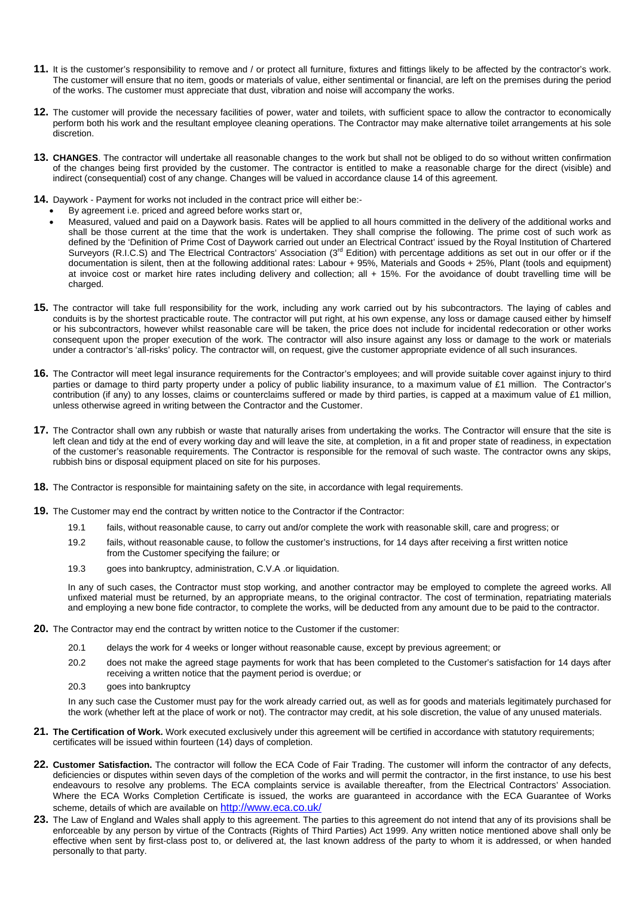**11.** It is the customer's responsibility to remove and / or protect all furniture, fixtures and fittings likely to be affected by the contractor's work. The customer will ensure that no item, goods or materials of value, either sentimental or financial, are left on the premises during the period of the works. The customer must appreciate that dust, vibration and noise will accompany the works.

**12.** The customer will provide the necessary facilities of power, water and toilets, with sufficient space to allow the contractor to economically perform both his work and the resultant employee cleaning operations. The Contractor may make alternative toilet arrangements at his sole discretion.

**13. CHANGES**. The contractor will undertake all reasonable changes to the work but shall not be obliged to do so without written confirmation of the changes being first provided by the customer. The contractor is entitled to make a reasonable charge for the direct (visible) and indirect (consequential) cost of any change. Changes will be valued in accordance clause 14 of this agreement.

**14.** Daywork - Payment for works not included in the contract price will either be:-

- By agreement i.e. priced and agreed before works start or,
- Measured, valued and paid on a Daywork basis. Rates will be applied to all hours committed in the delivery of the additional works and shall be those current at the time that the work is undertaken. They shall comprise the following. The prime cost of such work as defined by the 'Definition of Prime Cost of Daywork carried out under an Electrical Contract' issued by the Royal Institution of Chartered Surveyors (R.I.C.S) and The Electrical Contractors' Association (3rd Edition) with percentage additions as set out in our offer or if the documentation is silent, then at the following additional rates: Labour + 95%, Materials and Goods + 25%, Plant (tools and equipment) at invoice cost or market hire rates including delivery and collection; all + 15%. For the avoidance of doubt travelling time will be charged.

**15.** The contractor will take full responsibility for the work, including any work carried out by his subcontractors. The laying of cables and conduits is by the shortest practicable route. The contractor will put right, at his own expense, any loss or damage caused either by himself or his subcontractors, however whilst reasonable care will be taken, the price does not include for incidental redecoration or other works consequent upon the proper execution of the work. The contractor will also insure against any loss or damage to the work or materials under a contractor's 'all-risks' policy. The contractor will, on request, give the customer appropriate evidence of all such insurances.

**16.** The Contractor will meet legal insurance requirements for the Contractor's employees; and will provide suitable cover against injury to third parties or damage to third party property under a policy of public liability insurance, to a maximum value of £1 million. The Contractor's contribution (if any) to any losses, claims or counterclaims suffered or made by third parties, is capped at a maximum value of £1 million, unless otherwise agreed in writing between the Contractor and the Customer.

**17.** The Contractor shall own any rubbish or waste that naturally arises from undertaking the works. The Contractor will ensure that the site is left clean and tidy at the end of every working day and will leave the site, at completion, in a fit and proper state of readiness, in expectation of the customer's reasonable requirements. The Contractor is responsible for the removal of such waste. The contractor owns any skips, rubbish bins or disposal equipment placed on site for his purposes.

**18.** The Contractor is responsible for maintaining safety on the site, in accordance with legal requirements.

**19.** The Customer may end the contract by written notice to the Contractor if the Contractor:

19.1 fails, without reasonable cause, to carry out and/or complete the work with reasonable skill, care and progress; or

19.2 fails, without reasonable cause, to follow the customer's instructions, for 14 days after receiving a first written notice from the Customer specifying the failure; or

19.3 goes into bankruptcy, administration, C.V.A .or liquidation.

In any of such cases, the Contractor must stop working, and another contractor may be employed to complete the agreed works. All unfixed material must be returned, by an appropriate means, to the original contractor. The cost of termination, repatriating materials and employing a new bone fide contractor, to complete the works, will be deducted from any amount due to be paid to the contractor.

**20.** The Contractor may end the contract by written notice to the Customer if the customer:

20.1 delays the work for 4 weeks or longer without reasonable cause, except by previous agreement; or

20.2 does not make the agreed stage payments for work that has been completed to the Customer's satisfaction for 14 days after receiving a written notice that the payment period is overdue; or

20.3 goes into bankruptcy

In any such case the Customer must pay for the work already carried out, as well as for goods and materials legitimately purchased for the work (whether left at the place of work or not). The contractor may credit, at his sole discretion, the value of any unused materials.

**21. The Certification of Work.** Work executed exclusively under this agreement will be certified in accordance with statutory requirements; certificates will be issued within fourteen (14) days of completion.

**22. Customer Satisfaction.** The contractor will follow the ECA Code of Fair Trading. The customer will inform the contractor of any defects, deficiencies or disputes within seven days of the completion of the works and will permit the contractor, in the first instance, to use his best endeavours to resolve any problems. The ECA complaints service is available thereafter, from the Electrical Contractors' Association. Where the ECA Works Completion Certificate is issued, the works are guaranteed in accordance with the ECA Guarantee of Works scheme, details of which are available on http://www.eca.co.uk/

**23.** The Law of England and Wales shall apply to this agreement. The parties to this agreement do not intend that any of its provisions shall be enforceable by any person by virtue of the Contracts (Rights of Third Parties) Act 1999. Any written notice mentioned above shall only be effective when sent by first-class post to, or delivered at, the last known address of the party to whom it is addressed, or when handed personally to that party.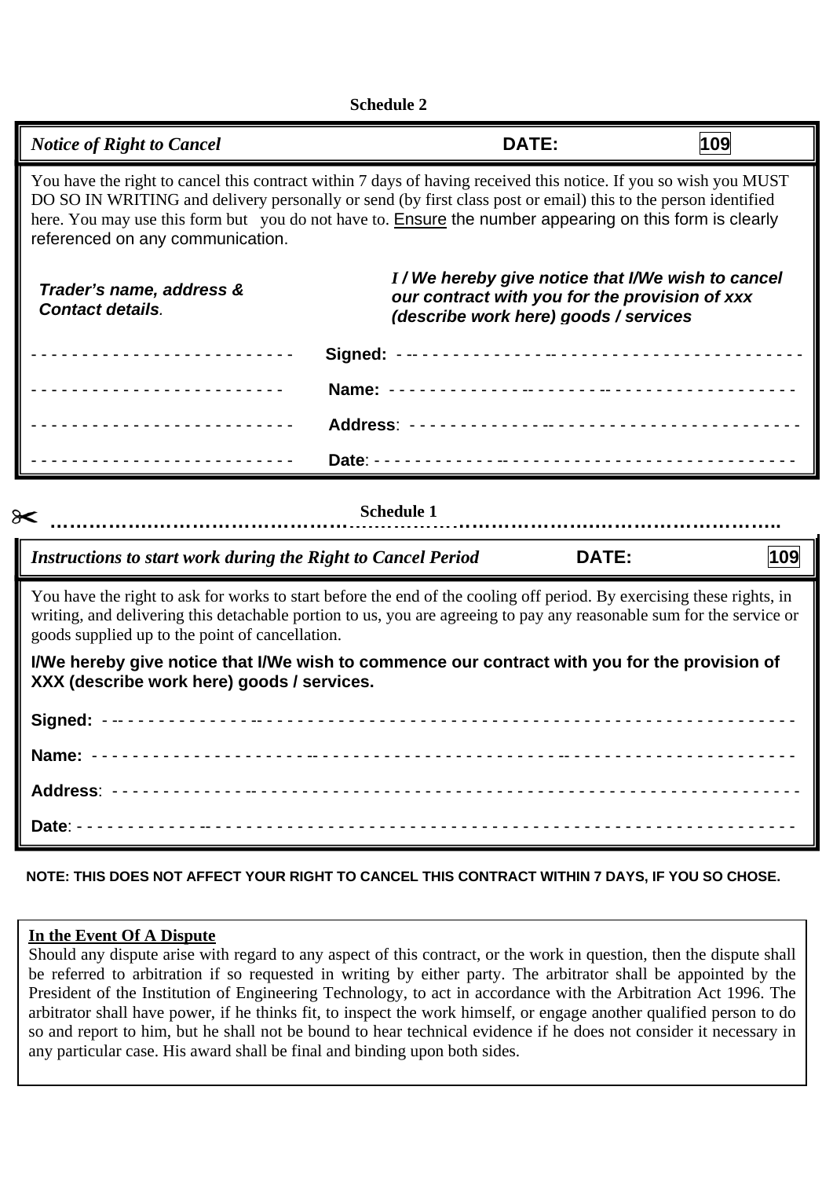**Schedule 2**

| *Notice of Right to Cancel* | **DATE:** | **109** |
|---|---|---|

You have the right to cancel this contract within 7 days of having received this notice. If you so wish you MUST DO SO IN WRITING and delivery personally or send (by first class post or email) this to the person identified here. You may use this form but you do not have to. Ensure the number appearing on this form is clearly referenced on any communication.

| ***Trader's name, address & Contact details.*** | ***I / We hereby give notice that I/We wish to cancel our contract with you for the provision of xxx (describe work here) goods / services*** |
|---|---|
| - - - - - - - - - - - - - - - - - - - - - - - - - | **Signed:** - - - - - - - - - - - - - - - - - - - - - - - - - - - - - - - - - - - - - |
| - - - - - - - - - - - - - - - - - - - - - - - - - | **Name:** - - - - - - - - - - - - - - - - - - - - - - - - - - - - - - - - - - - - - |
| - - - - - - - - - - - - - - - - - - - - - - - - - | **Address**: - - - - - - - - - - - - - - - - - - - - - - - - - - - - - - - - - - - - - |
| - - - - - - - - - - - - - - - - - - - - - - - - - | **Date**: - - - - - - - - - - - - - - - - - - - - - - - - - - - - - - - - - - - - - |

✂ ……………………………………………………………………………………………

**Schedule 1**

| *Instructions to start work during the Right to Cancel Period* | **DATE:** | **109** |
|---|---|---|

You have the right to ask for works to start before the end of the cooling off period. By exercising these rights, in writing, and delivering this detachable portion to us, you are agreeing to pay any reasonable sum for the service or goods supplied up to the point of cancellation.

**I/We hereby give notice that I/We wish to commence our contract with you for the provision of XXX (describe work here) goods / services.**

**Signed:** - - - - - - - - - - - - - - - - - - - - - - - - - - - - - - - - - - - - - - - - - - - - - - - - - - - - - -

**Name:** - - - - - - - - - - - - - - - - - - - - - - - - - - - - - - - - - - - - - - - - - - - - - - - - - - - - - -

**Address**: - - - - - - - - - - - - - - - - - - - - - - - - - - - - - - - - - - - - - - - - - - - - - - - - - - - - - -

**Date**: - - - - - - - - - - - - - - - - - - - - - - - - - - - - - - - - - - - - - - - - - - - - - - - - - - - - - -

**NOTE: THIS DOES NOT AFFECT YOUR RIGHT TO CANCEL THIS CONTRACT WITHIN 7 DAYS, IF YOU SO CHOSE.**

**In the Event Of A Dispute**

Should any dispute arise with regard to any aspect of this contract, or the work in question, then the dispute shall be referred to arbitration if so requested in writing by either party. The arbitrator shall be appointed by the President of the Institution of Engineering Technology, to act in accordance with the Arbitration Act 1996. The arbitrator shall have power, if he thinks fit, to inspect the work himself, or engage another qualified person to do so and report to him, but he shall not be bound to hear technical evidence if he does not consider it necessary in any particular case. His award shall be final and binding upon both sides.